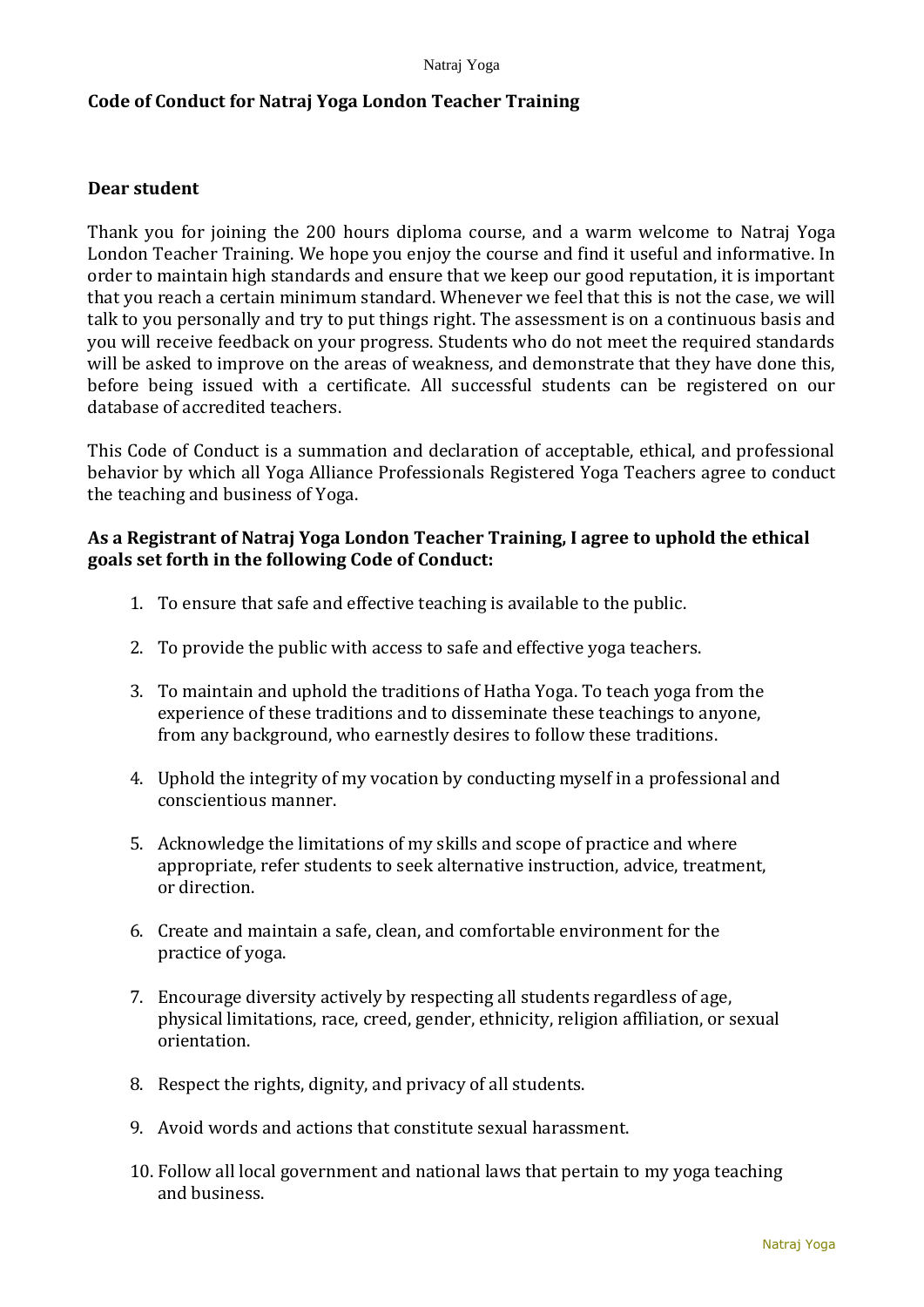**Code of Conduct for Natraj Yoga London Teacher Training**

**Dear student**

Thank you for joining the 200 hours diploma course, and a warm welcome to Natraj Yoga London Teacher Training. We hope you enjoy the course and find it useful and informative. In order to maintain high standards and ensure that we keep our good reputation, it is important that you reach a certain minimum standard. Whenever we feel that this is not the case, we will talk to you personally and try to put things right. The assessment is on a continuous basis and you will receive feedback on your progress. Students who do not meet the required standards will be asked to improve on the areas of weakness, and demonstrate that they have done this, before being issued with a certificate. All successful students can be registered on our database of accredited teachers.

This Code of Conduct is a summation and declaration of acceptable, ethical, and professional behavior by which all Yoga Alliance Professionals Registered Yoga Teachers agree to conduct the teaching and business of Yoga.

**As a Registrant of Natraj Yoga London Teacher Training, I agree to uphold the ethical goals set forth in the following Code of Conduct:**

1. To ensure that safe and effective teaching is available to the public.
2. To provide the public with access to safe and effective yoga teachers.
3. To maintain and uphold the traditions of Hatha Yoga. To teach yoga from the experience of these traditions and to disseminate these teachings to anyone, from any background, who earnestly desires to follow these traditions.
4. Uphold the integrity of my vocation by conducting myself in a professional and conscientious manner.
5. Acknowledge the limitations of my skills and scope of practice and where appropriate, refer students to seek alternative instruction, advice, treatment, or direction.
6. Create and maintain a safe, clean, and comfortable environment for the practice of yoga.
7. Encourage diversity actively by respecting all students regardless of age, physical limitations, race, creed, gender, ethnicity, religion affiliation, or sexual orientation.
8. Respect the rights, dignity, and privacy of all students.
9. Avoid words and actions that constitute sexual harassment.
10. Follow all local government and national laws that pertain to my yoga teaching and business.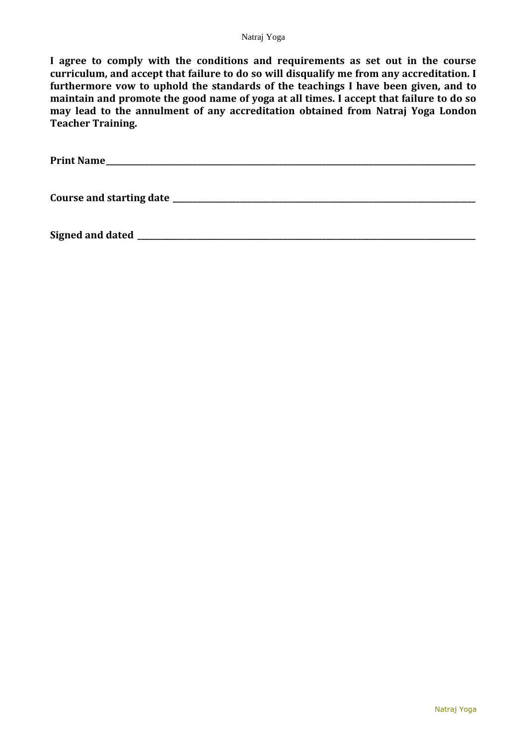**I agree to comply with the conditions and requirements as set out in the course curriculum, and accept that failure to do so will disqualify me from any accreditation. I furthermore vow to uphold the standards of the teachings I have been given, and to maintain and promote the good name of yoga at all times. I accept that failure to do so may lead to the annulment of any accreditation obtained from Natraj Yoga London Teacher Training.**

**Print Name**\_\_\_\_\_\_\_\_\_\_\_\_\_\_\_\_\_\_\_\_\_\_\_\_\_\_\_\_\_\_\_\_\_\_\_\_\_\_\_\_\_\_\_\_\_\_\_\_\_\_\_\_\_\_\_\_\_\_\_\_\_\_\_\_\_\_\_\_\_\_\_\_

**Course and starting date** \_\_\_\_\_\_\_\_\_\_\_\_\_\_\_\_\_\_\_\_\_\_\_\_\_\_\_\_\_\_\_\_\_\_\_\_\_\_\_\_\_\_\_\_\_\_\_\_\_\_\_\_\_\_\_\_\_\_

**Signed and dated** \_\_\_\_\_\_\_\_\_\_\_\_\_\_\_\_\_\_\_\_\_\_\_\_\_\_\_\_\_\_\_\_\_\_\_\_\_\_\_\_\_\_\_\_\_\_\_\_\_\_\_\_\_\_\_\_\_\_\_\_\_\_\_\_